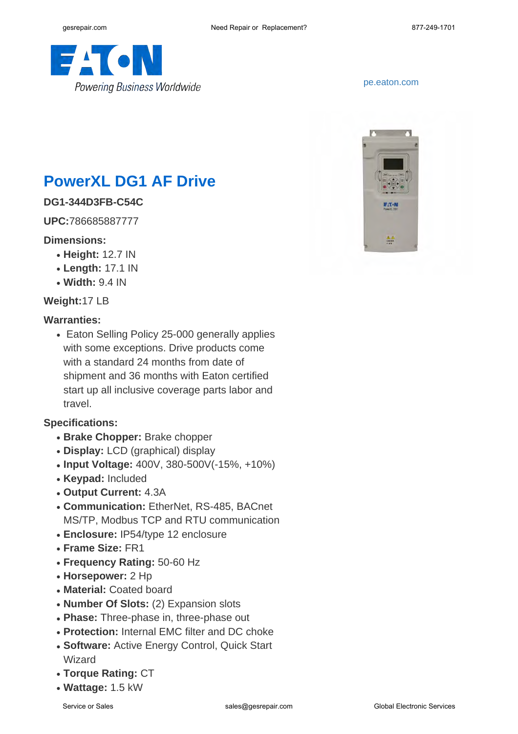pe.eaton.com

# PowerXL DG1 AF Drive

**DG1-344D3FB-C54C**

**UPC:**786685887777

**Dimensions:**

- **Height:** 12.7 IN
- **Length:** 17.1 IN
- **Width:** 9.4 IN

**Weight:**17 LB

**Warranties:**

- Eaton Selling Policy 25-000 generally applies with some exceptions. Drive products come with a standard 24 months from date of shipment and 36 months with Eaton certified start up all inclusive coverage parts labor and travel.

**Specifications:**

- **Brake Chopper:** Brake chopper
- **Display:** LCD (graphical) display
- **Input Voltage:** 400V, 380-500V(-15%, +10%)
- **Keypad:** Included
- **Output Current:** 4.3A
- **Communication:** EtherNet, RS-485, BACnet MS/TP, Modbus TCP and RTU communication
- **Enclosure:** IP54/type 12 enclosure
- **Frame Size:** FR1
- **Frequency Rating:** 50-60 Hz
- **Horsepower:** 2 Hp
- **Material:** Coated board
- **Number Of Slots:** (2) Expansion slots
- **Phase:** Three-phase in, three-phase out
- **Protection:** Internal EMC filter and DC choke
- **Software:** Active Energy Control, Quick Start Wizard
- **Torque Rating:** CT
- **Wattage:** 1.5 kW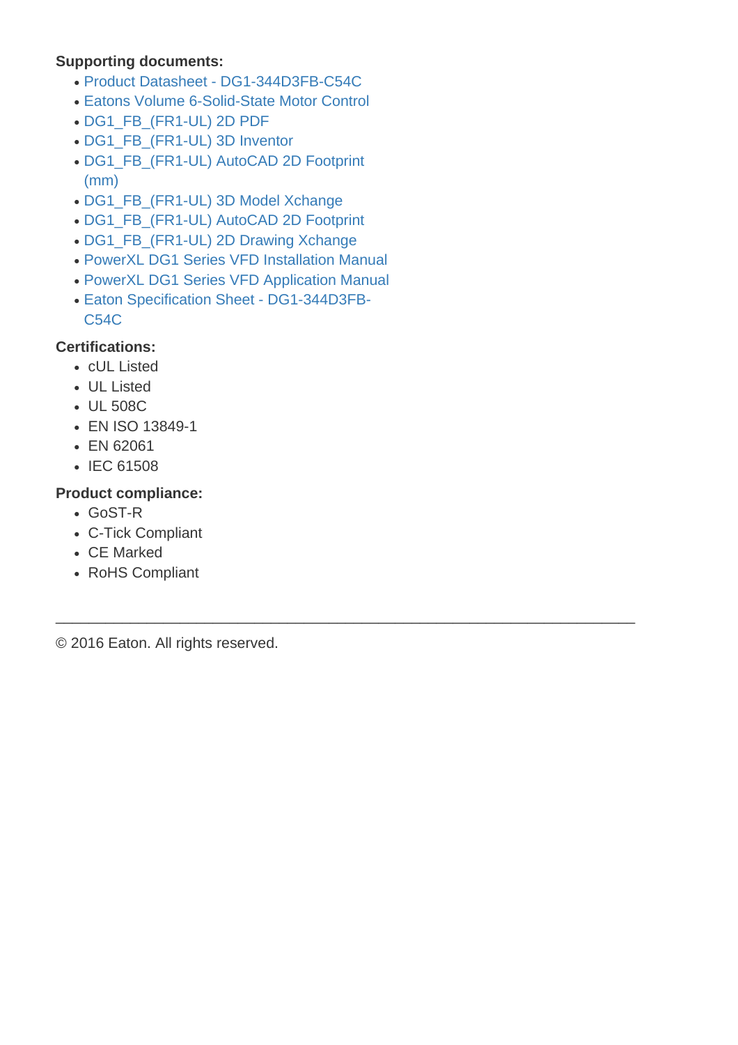**Supporting documents:**

- Product Datasheet - DG1-344D3FB-C54C
- Eatons Volume 6-Solid-State Motor Control
- DG1_FB_(FR1-UL) 2D PDF
- DG1_FB_(FR1-UL) 3D Inventor
- DG1_FB_(FR1-UL) AutoCAD 2D Footprint (mm)
- DG1_FB_(FR1-UL) 3D Model Xchange
- DG1_FB_(FR1-UL) AutoCAD 2D Footprint
- DG1_FB_(FR1-UL) 2D Drawing Xchange
- PowerXL DG1 Series VFD Installation Manual
- PowerXL DG1 Series VFD Application Manual
- Eaton Specification Sheet - DG1-344D3FB-C54C

**Certifications:**

- cUL Listed
- UL Listed
- UL 508C
- EN ISO 13849-1
- EN 62061
- IEC 61508

**Product compliance:**

- GoST-R
- C-Tick Compliant
- CE Marked
- RoHS Compliant

---

© 2016 Eaton. All rights reserved.